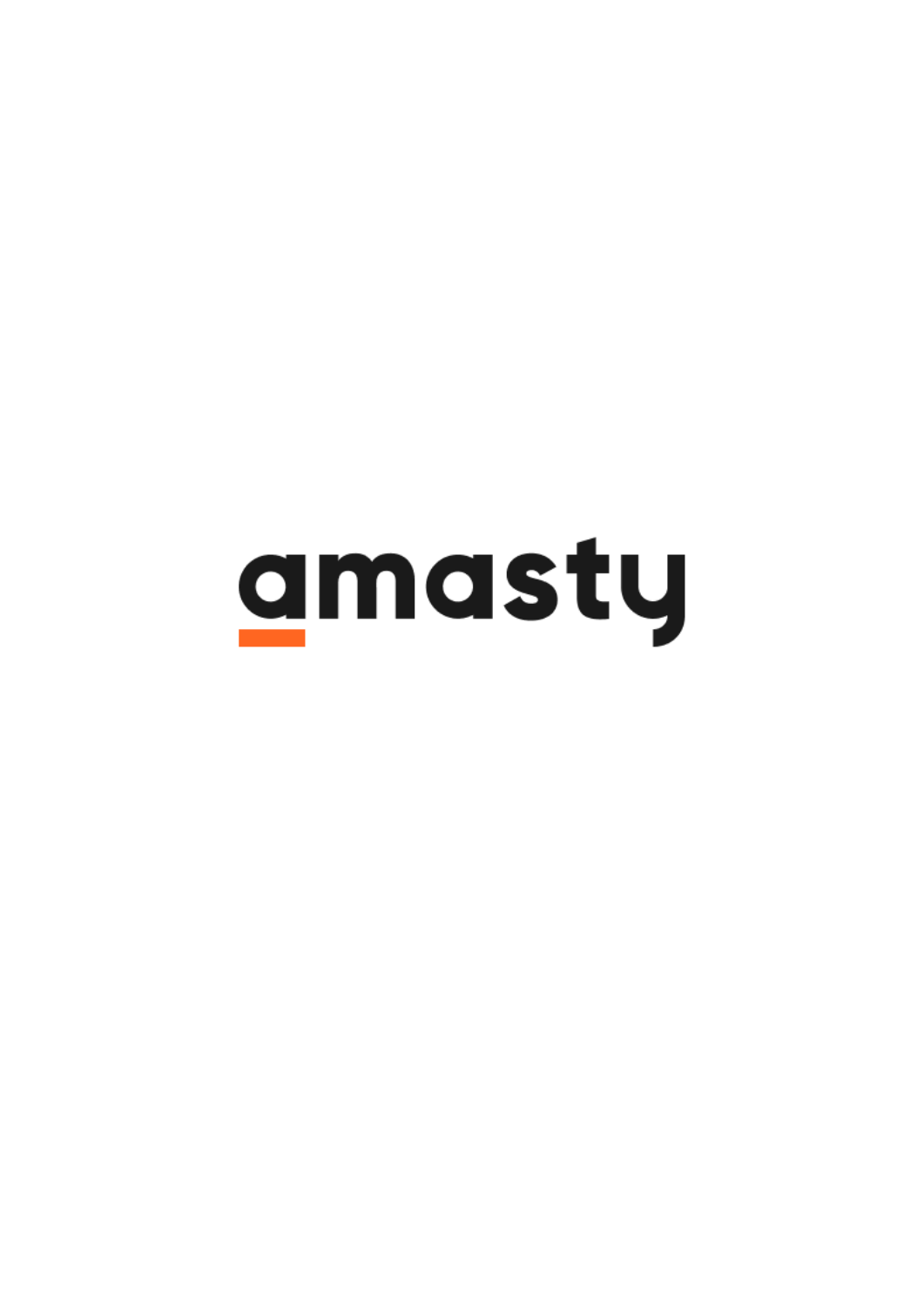amasty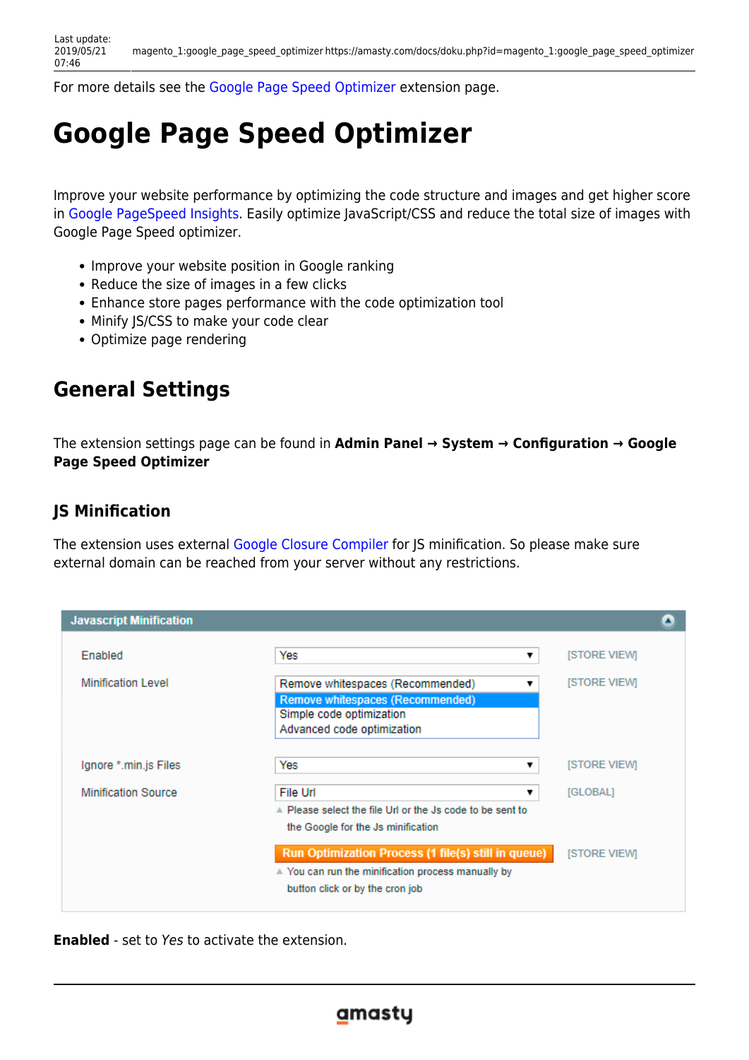For more details see the Google Page Speed Optimizer extension page.

# Google Page Speed Optimizer

Improve your website performance by optimizing the code structure and images and get higher score in Google PageSpeed Insights. Easily optimize JavaScript/CSS and reduce the total size of images with Google Page Speed optimizer.

- Improve your website position in Google ranking
- Reduce the size of images in a few clicks
- Enhance store pages performance with the code optimization tool
- Minify JS/CSS to make your code clear
- Optimize page rendering

## General Settings

The extension settings page can be found in **Admin Panel → System → Configuration → Google Page Speed Optimizer**

### JS Minification

The extension uses external Google Closure Compiler for JS minification. So please make sure external domain can be reached from your server without any restrictions.

**Enabled** - set to *Yes* to activate the extension.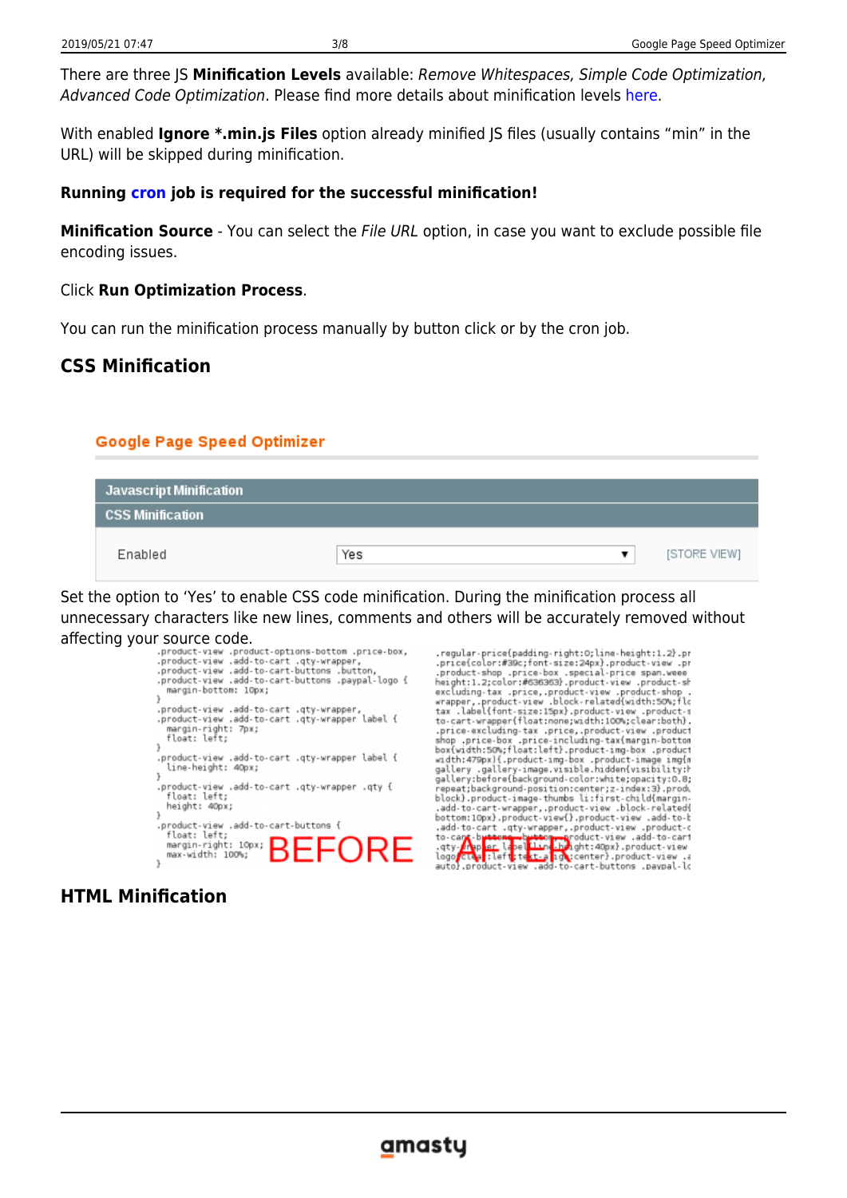There are three JS **Minification Levels** available: *Remove Whitespaces, Simple Code Optimization, Advanced Code Optimization*. Please find more details about minification levels here.

With enabled **Ignore *.min.js Files** option already minified JS files (usually contains "min" in the URL) will be skipped during minification.

**Running cron job is required for the successful minification!**

**Minification Source** - You can select the *File URL* option, in case you want to exclude possible file encoding issues.

Click **Run Optimization Process**.

You can run the minification process manually by button click or by the cron job.

## CSS Minification

Set the option to 'Yes' to enable CSS code minification. During the minification process all unnecessary characters like new lines, comments and others will be accurately removed without affecting your source code.

## HTML Minification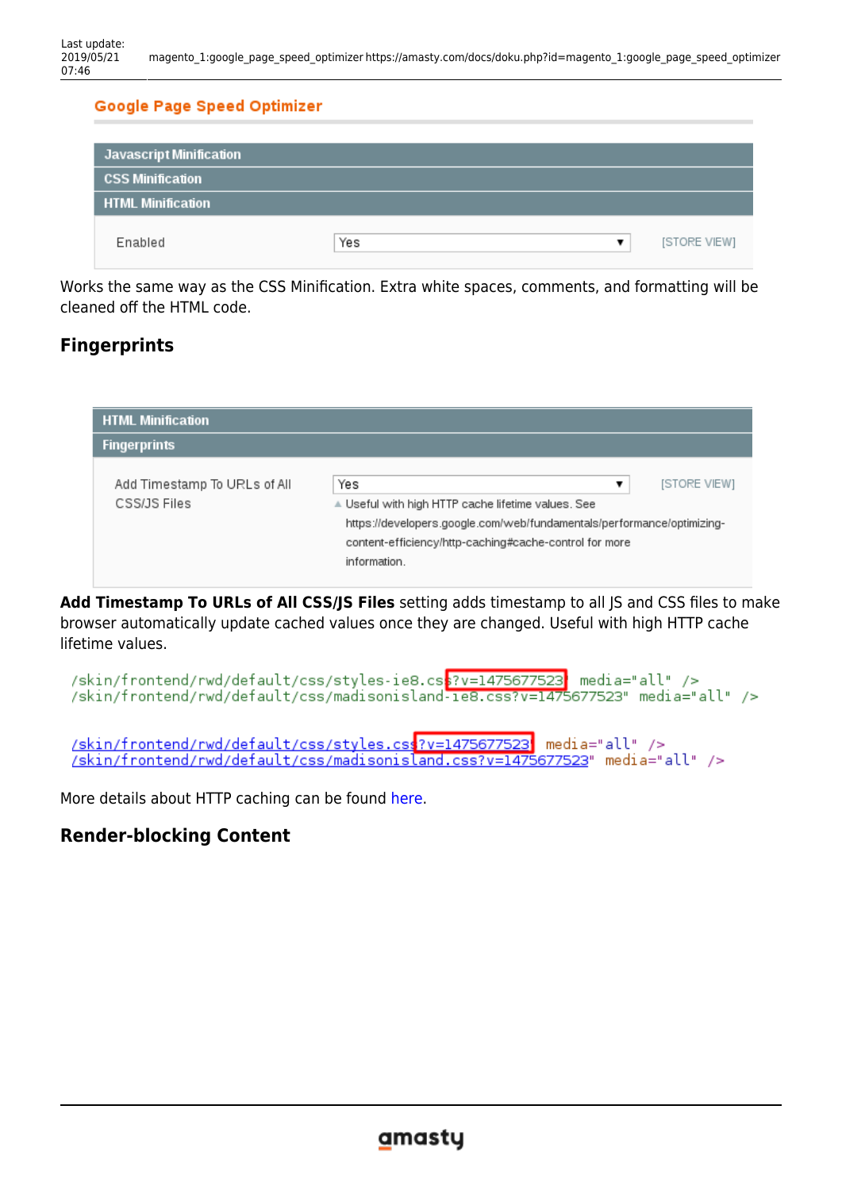## Google Page Speed Optimizer

Javascript Minification

CSS Minification

HTML Minification

Enabled | Yes | [STORE VIEW]

Works the same way as the CSS Minification. Extra white spaces, comments, and formatting will be cleaned off the HTML code.

## Fingerprints

HTML Minification

Fingerprints

Add Timestamp To URLs of All CSS/JS Files | Yes | [STORE VIEW]

Useful with high HTTP cache lifetime values. See https://developers.google.com/web/fundamentals/performance/optimizing-content-efficiency/http-caching#cache-control for more information.

**Add Timestamp To URLs of All CSS/JS Files** setting adds timestamp to all JS and CSS files to make browser automatically update cached values once they are changed. Useful with high HTTP cache lifetime values.

```
/skin/frontend/rwd/default/css/styles-ie8.css?v=1475677523" media="all" />
/skin/frontend/rwd/default/css/madisonisland-ie8.css?v=1475677523" media="all" />

/skin/frontend/rwd/default/css/styles.css?v=1475677523" media="all" />
/skin/frontend/rwd/default/css/madisonisland.css?v=1475677523" media="all" />
```

More details about HTTP caching can be found here.

## Render-blocking Content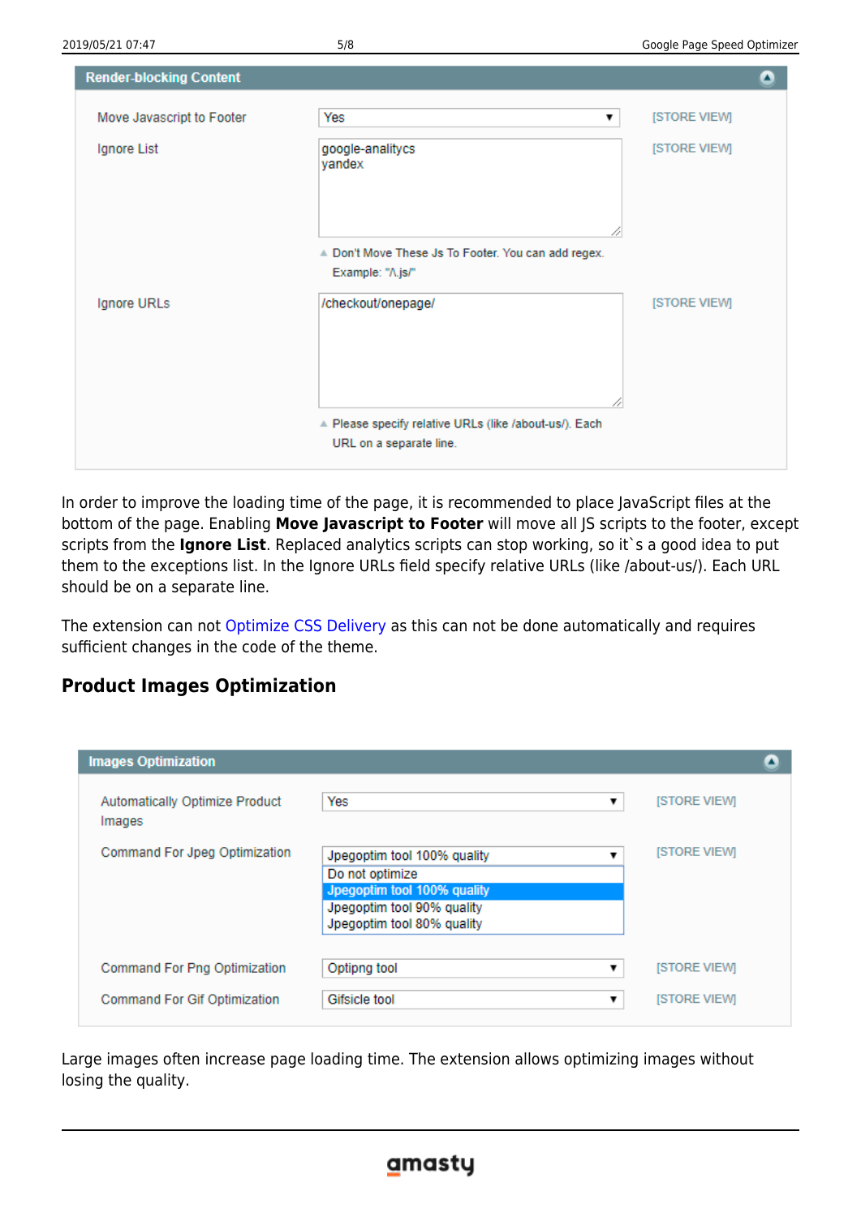**Render-blocking Content**

| | | |
|---|---|---|
| Move Javascript to Footer | Yes | [STORE VIEW] |
| Ignore List | google-analitycs<br>yandex<br>Don't Move These Js To Footer. You can add regex. Example: "/\.js/" | [STORE VIEW] |
| Ignore URLs | /checkout/onepage/<br>Please specify relative URLs (like /about-us/). Each URL on a separate line. | [STORE VIEW] |

In order to improve the loading time of the page, it is recommended to place JavaScript files at the bottom of the page. Enabling **Move Javascript to Footer** will move all JS scripts to the footer, except scripts from the **Ignore List**. Replaced analytics scripts can stop working, so it`s a good idea to put them to the exceptions list. In the Ignore URLs field specify relative URLs (like /about-us/). Each URL should be on a separate line.

The extension can not Optimize CSS Delivery as this can not be done automatically and requires sufficient changes in the code of the theme.

## Product Images Optimization

**Images Optimization**

| | | |
|---|---|---|
| Automatically Optimize Product Images | Yes | [STORE VIEW] |
| Command For Jpeg Optimization | Jpegoptim tool 100% quality<br>Do not optimize<br>Jpegoptim tool 100% quality<br>Jpegoptim tool 90% quality<br>Jpegoptim tool 80% quality | [STORE VIEW] |
| Command For Png Optimization | Optipng tool | [STORE VIEW] |
| Command For Gif Optimization | Gifsicle tool | [STORE VIEW] |

Large images often increase page loading time. The extension allows optimizing images without losing the quality.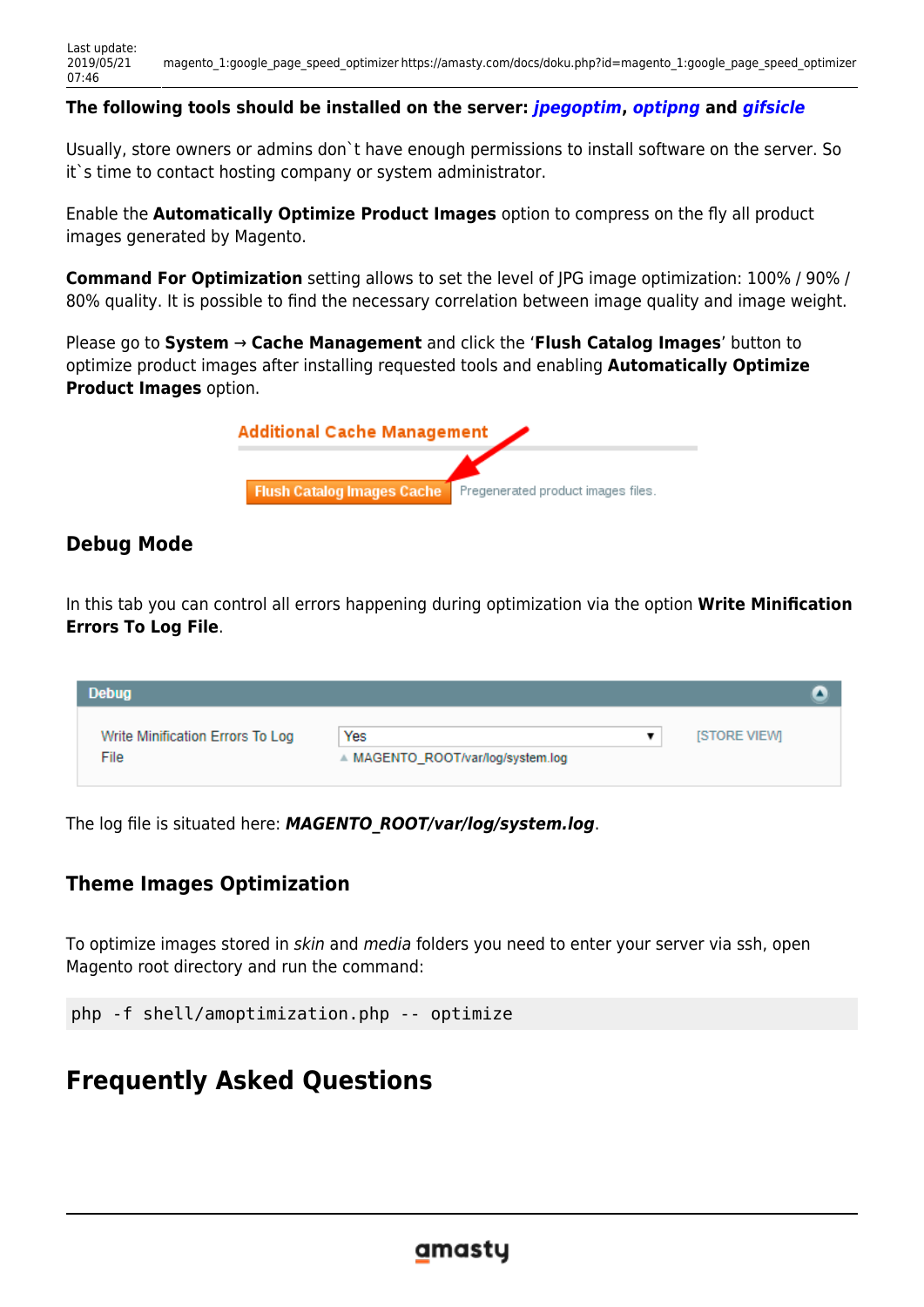**The following tools should be installed on the server: *jpegoptim*, *optipng* and *gifsicle***

Usually, store owners or admins don`t have enough permissions to install software on the server. So it`s time to contact hosting company or system administrator.

Enable the **Automatically Optimize Product Images** option to compress on the fly all product images generated by Magento.

**Command For Optimization** setting allows to set the level of JPG image optimization: 100% / 90% / 80% quality. It is possible to find the necessary correlation between image quality and image weight.

Please go to **System → Cache Management** and click the '**Flush Catalog Images**' button to optimize product images after installing requested tools and enabling **Automatically Optimize Product Images** option.

### Debug Mode

In this tab you can control all errors happening during optimization via the option **Write Minification Errors To Log File**.

The log file is situated here: ***MAGENTO_ROOT/var/log/system.log***.

### Theme Images Optimization

To optimize images stored in *skin* and *media* folders you need to enter your server via ssh, open Magento root directory and run the command:

```
php -f shell/amoptimization.php -- optimize
```

## Frequently Asked Questions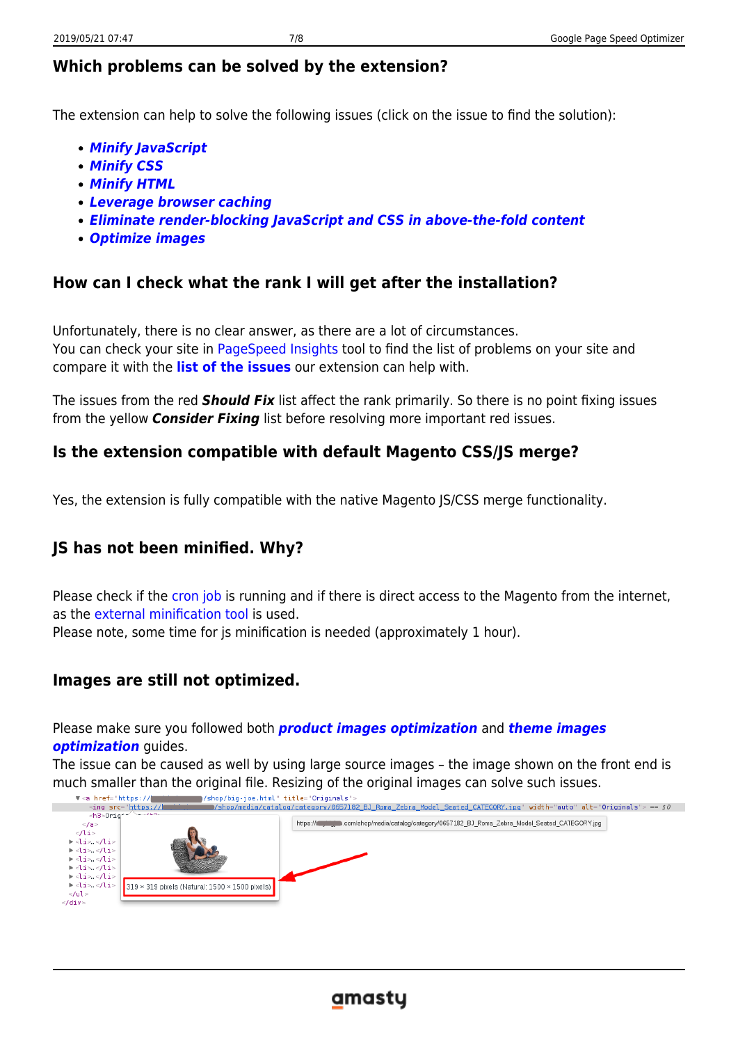## Which problems can be solved by the extension?

The extension can help to solve the following issues (click on the issue to find the solution):

- ***Minify JavaScript***
- ***Minify CSS***
- ***Minify HTML***
- ***Leverage browser caching***
- ***Eliminate render-blocking JavaScript and CSS in above-the-fold content***
- ***Optimize images***

## How can I check what the rank I will get after the installation?

Unfortunately, there is no clear answer, as there are a lot of circumstances.
You can check your site in PageSpeed Insights tool to find the list of problems on your site and compare it with the **list of the issues** our extension can help with.

The issues from the red ***Should Fix*** list affect the rank primarily. So there is no point fixing issues from the yellow ***Consider Fixing*** list before resolving more important red issues.

## Is the extension compatible with default Magento CSS/JS merge?

Yes, the extension is fully compatible with the native Magento JS/CSS merge functionality.

## JS has not been minified. Why?

Please check if the cron job is running and if there is direct access to the Magento from the internet, as the external minification tool is used.
Please note, some time for js minification is needed (approximately 1 hour).

## Images are still not optimized.

Please make sure you followed both ***product images optimization*** and ***theme images optimization*** guides.
The issue can be caused as well by using large source images – the image shown on the front end is much smaller than the original file. Resizing of the original images can solve such issues.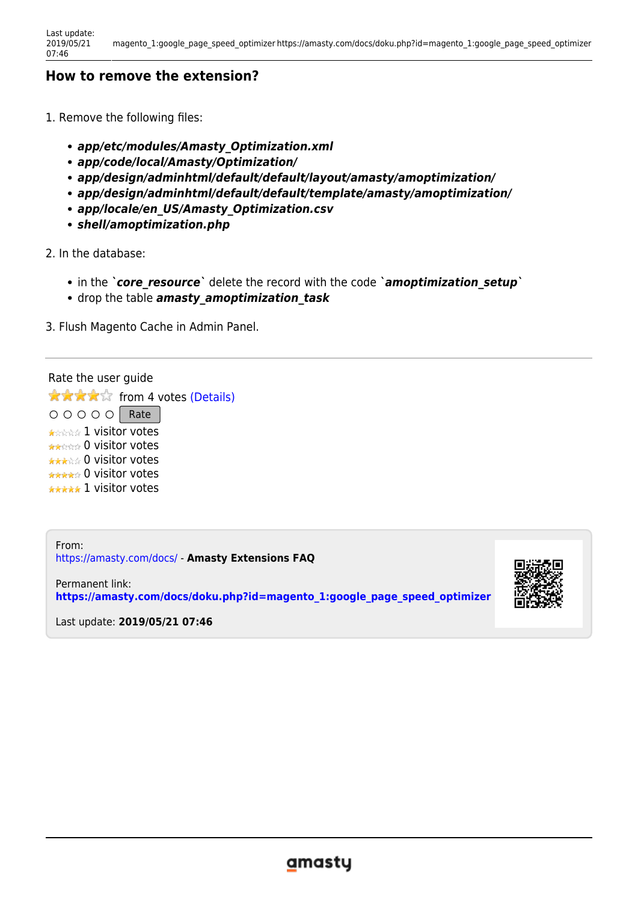## How to remove the extension?

1. Remove the following files:

- ***app/etc/modules/Amasty_Optimization.xml***
- ***app/code/local/Amasty/Optimization/***
- ***app/design/adminhtml/default/default/layout/amasty/amoptimization/***
- ***app/design/adminhtml/default/default/template/amasty/amoptimization/***
- ***app/locale/en_US/Amasty_Optimization.csv***
- ***shell/amoptimization.php***

2. In the database:

- in the `***core_resource***` delete the record with the code `***amoptimization_setup***`
- drop the table ***amasty_amoptimization_task***

3. Flush Magento Cache in Admin Panel.

---

Rate the user guide

from 4 votes (Details)

○ ○ ○ ○ ○ Rate

1 visitor votes
0 visitor votes
0 visitor votes
0 visitor votes
1 visitor votes

From:
https://amasty.com/docs/ - **Amasty Extensions FAQ**

Permanent link:
**https://amasty.com/docs/doku.php?id=magento_1:google_page_speed_optimizer**

Last update: **2019/05/21 07:46**